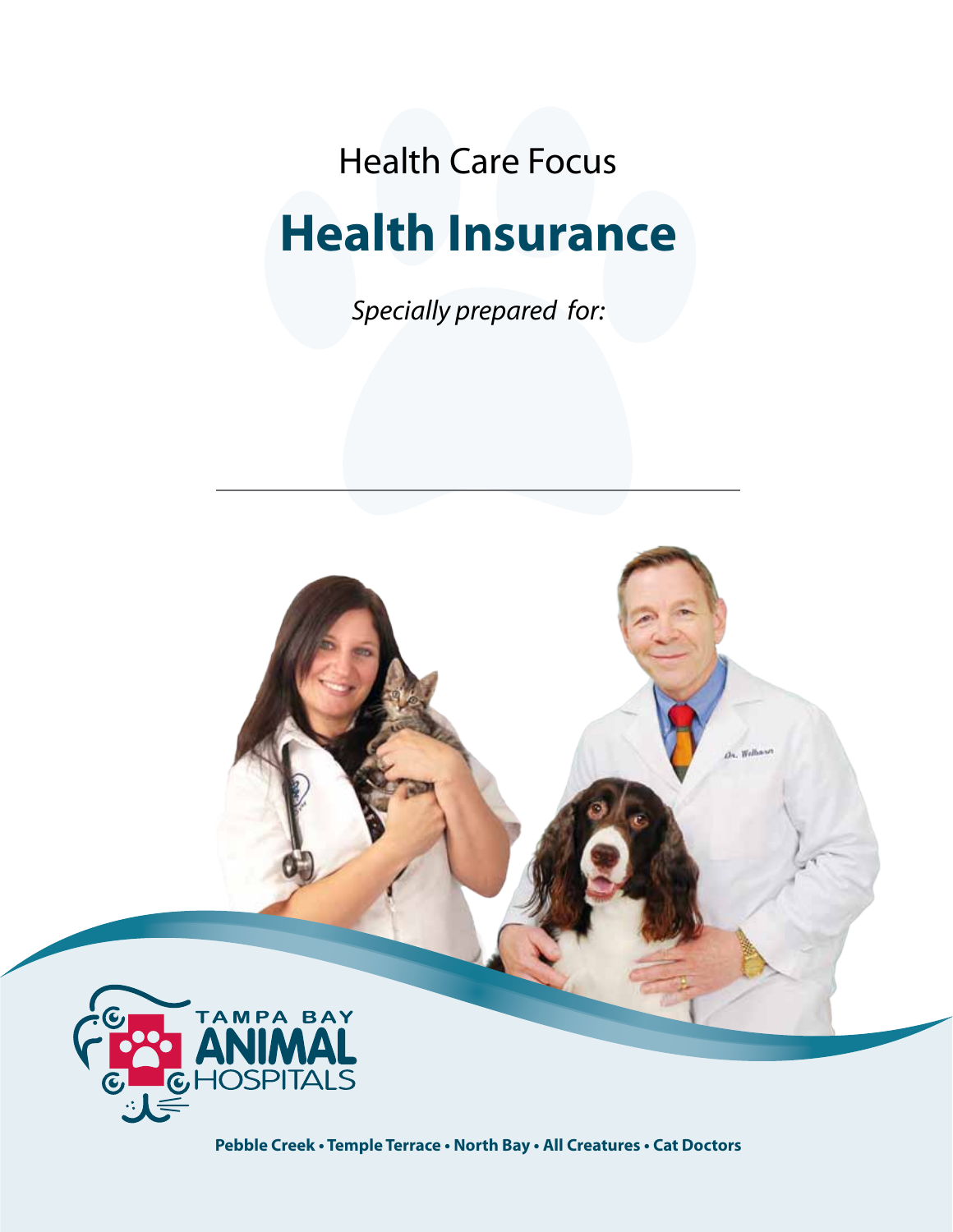Health Care Focus

# Health Insurance

*Specially prepared for:*

---

TAMPA BAY ANIMAL HOSPITALS

**Pebble Creek • Temple Terrace • North Bay • All Creatures • Cat Doctors**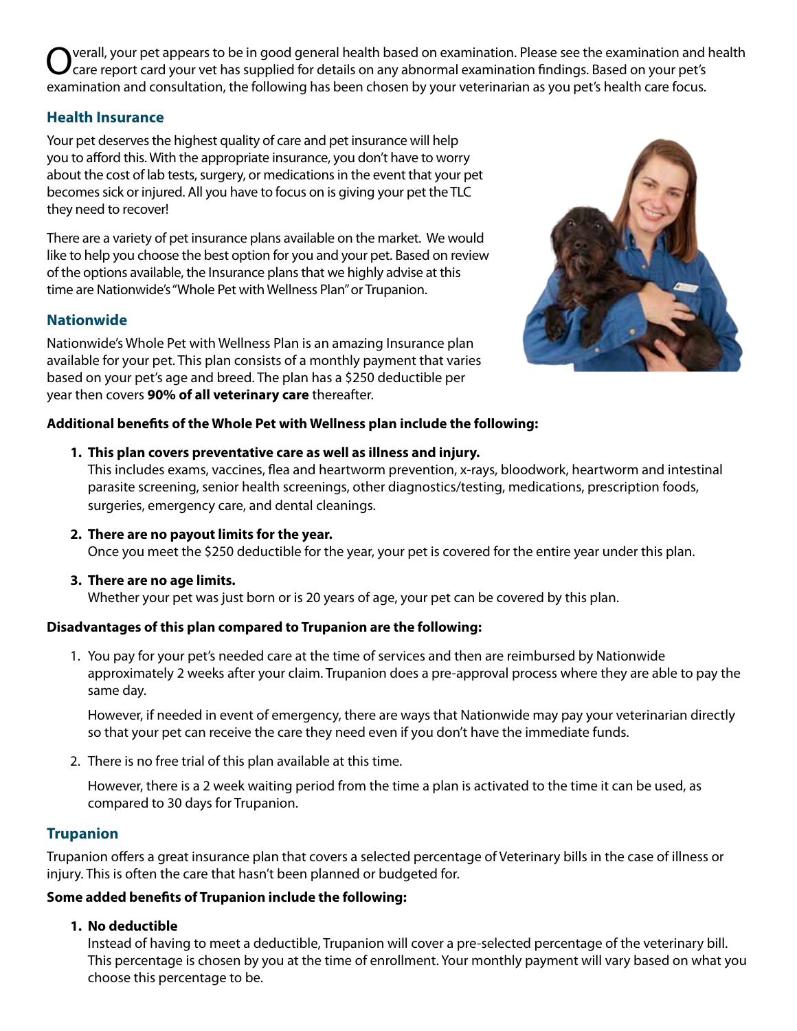Overall, your pet appears to be in good general health based on examination. Please see the examination and health care report card your vet has supplied for details on any abnormal examination findings. Based on your pet's examination and consultation, the following has been chosen by your veterinarian as you pet's health care focus.

## Health Insurance

Your pet deserves the highest quality of care and pet insurance will help you to afford this. With the appropriate insurance, you don't have to worry about the cost of lab tests, surgery, or medications in the event that your pet becomes sick or injured. All you have to focus on is giving your pet the TLC they need to recover!

There are a variety of pet insurance plans available on the market. We would like to help you choose the best option for you and your pet. Based on review of the options available, the Insurance plans that we highly advise at this time are Nationwide's "Whole Pet with Wellness Plan" or Trupanion.

## Nationwide

Nationwide's Whole Pet with Wellness Plan is an amazing Insurance plan available for your pet. This plan consists of a monthly payment that varies based on your pet's age and breed. The plan has a $250 deductible per year then covers **90% of all veterinary care** thereafter.

**Additional benefits of the Whole Pet with Wellness plan include the following:**

1. **This plan covers preventative care as well as illness and injury.**
   This includes exams, vaccines, flea and heartworm prevention, x-rays, bloodwork, heartworm and intestinal parasite screening, senior health screenings, other diagnostics/testing, medications, prescription foods, surgeries, emergency care, and dental cleanings.

2. **There are no payout limits for the year.**
   Once you meet the $250 deductible for the year, your pet is covered for the entire year under this plan.

3. **There are no age limits.**
   Whether your pet was just born or is 20 years of age, your pet can be covered by this plan.

**Disadvantages of this plan compared to Trupanion are the following:**

1. You pay for your pet's needed care at the time of services and then are reimbursed by Nationwide approximately 2 weeks after your claim. Trupanion does a pre-approval process where they are able to pay the same day.

   However, if needed in event of emergency, there are ways that Nationwide may pay your veterinarian directly so that your pet can receive the care they need even if you don't have the immediate funds.

2. There is no free trial of this plan available at this time.

   However, there is a 2 week waiting period from the time a plan is activated to the time it can be used, as compared to 30 days for Trupanion.

## Trupanion

Trupanion offers a great insurance plan that covers a selected percentage of Veterinary bills in the case of illness or injury. This is often the care that hasn't been planned or budgeted for.

**Some added benefits of Trupanion include the following:**

1. **No deductible**
   Instead of having to meet a deductible, Trupanion will cover a pre-selected percentage of the veterinary bill. This percentage is chosen by you at the time of enrollment. Your monthly payment will vary based on what you choose this percentage to be.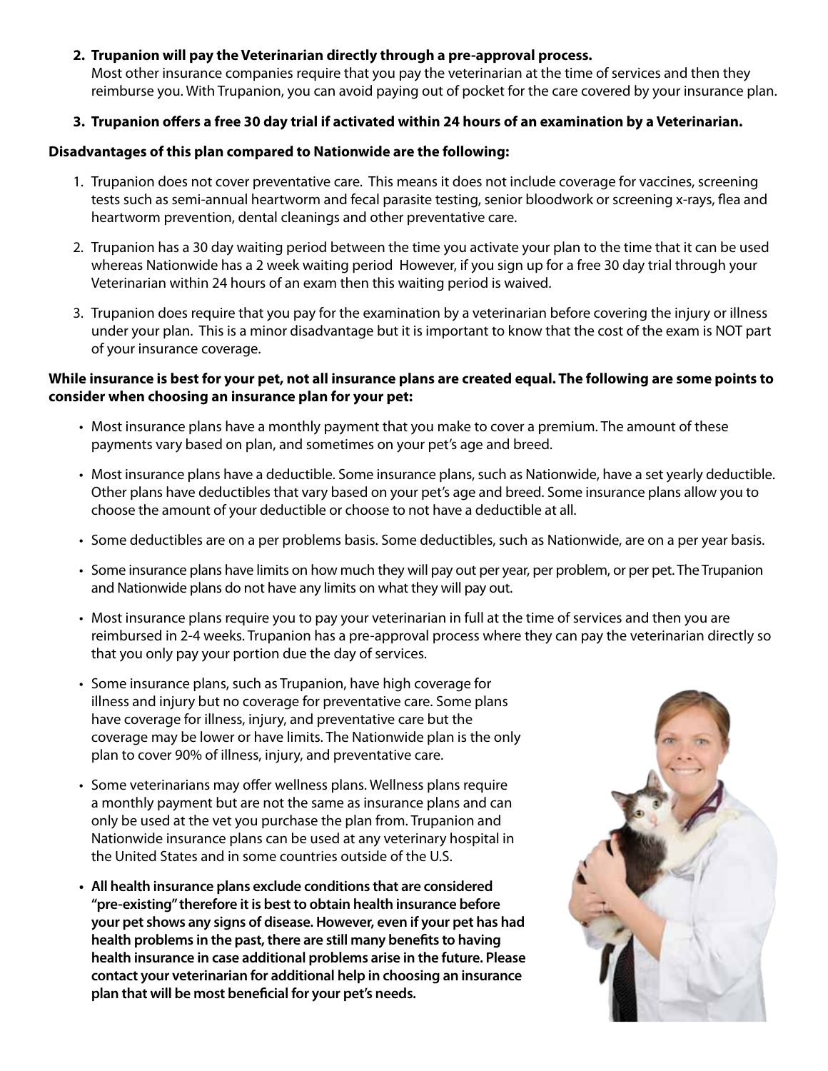2. **Trupanion will pay the Veterinarian directly through a pre-approval process.**
   Most other insurance companies require that you pay the veterinarian at the time of services and then they reimburse you. With Trupanion, you can avoid paying out of pocket for the care covered by your insurance plan.

3. **Trupanion offers a free 30 day trial if activated within 24 hours of an examination by a Veterinarian.**

**Disadvantages of this plan compared to Nationwide are the following:**

1. Trupanion does not cover preventative care. This means it does not include coverage for vaccines, screening tests such as semi-annual heartworm and fecal parasite testing, senior bloodwork or screening x-rays, flea and heartworm prevention, dental cleanings and other preventative care.

2. Trupanion has a 30 day waiting period between the time you activate your plan to the time that it can be used whereas Nationwide has a 2 week waiting period However, if you sign up for a free 30 day trial through your Veterinarian within 24 hours of an exam then this waiting period is waived.

3. Trupanion does require that you pay for the examination by a veterinarian before covering the injury or illness under your plan. This is a minor disadvantage but it is important to know that the cost of the exam is NOT part of your insurance coverage.

**While insurance is best for your pet, not all insurance plans are created equal. The following are some points to consider when choosing an insurance plan for your pet:**

- Most insurance plans have a monthly payment that you make to cover a premium. The amount of these payments vary based on plan, and sometimes on your pet's age and breed.
- Most insurance plans have a deductible. Some insurance plans, such as Nationwide, have a set yearly deductible. Other plans have deductibles that vary based on your pet's age and breed. Some insurance plans allow you to choose the amount of your deductible or choose to not have a deductible at all.
- Some deductibles are on a per problems basis. Some deductibles, such as Nationwide, are on a per year basis.
- Some insurance plans have limits on how much they will pay out per year, per problem, or per pet. The Trupanion and Nationwide plans do not have any limits on what they will pay out.
- Most insurance plans require you to pay your veterinarian in full at the time of services and then you are reimbursed in 2-4 weeks. Trupanion has a pre-approval process where they can pay the veterinarian directly so that you only pay your portion due the day of services.
- Some insurance plans, such as Trupanion, have high coverage for illness and injury but no coverage for preventative care. Some plans have coverage for illness, injury, and preventative care but the coverage may be lower or have limits. The Nationwide plan is the only plan to cover 90% of illness, injury, and preventative care.
- Some veterinarians may offer wellness plans. Wellness plans require a monthly payment but are not the same as insurance plans and can only be used at the vet you purchase the plan from. Trupanion and Nationwide insurance plans can be used at any veterinary hospital in the United States and in some countries outside of the U.S.
- **All health insurance plans exclude conditions that are considered "pre-existing" therefore it is best to obtain health insurance before your pet shows any signs of disease. However, even if your pet has had health problems in the past, there are still many benefits to having health insurance in case additional problems arise in the future. Please contact your veterinarian for additional help in choosing an insurance plan that will be most beneficial for your pet's needs.**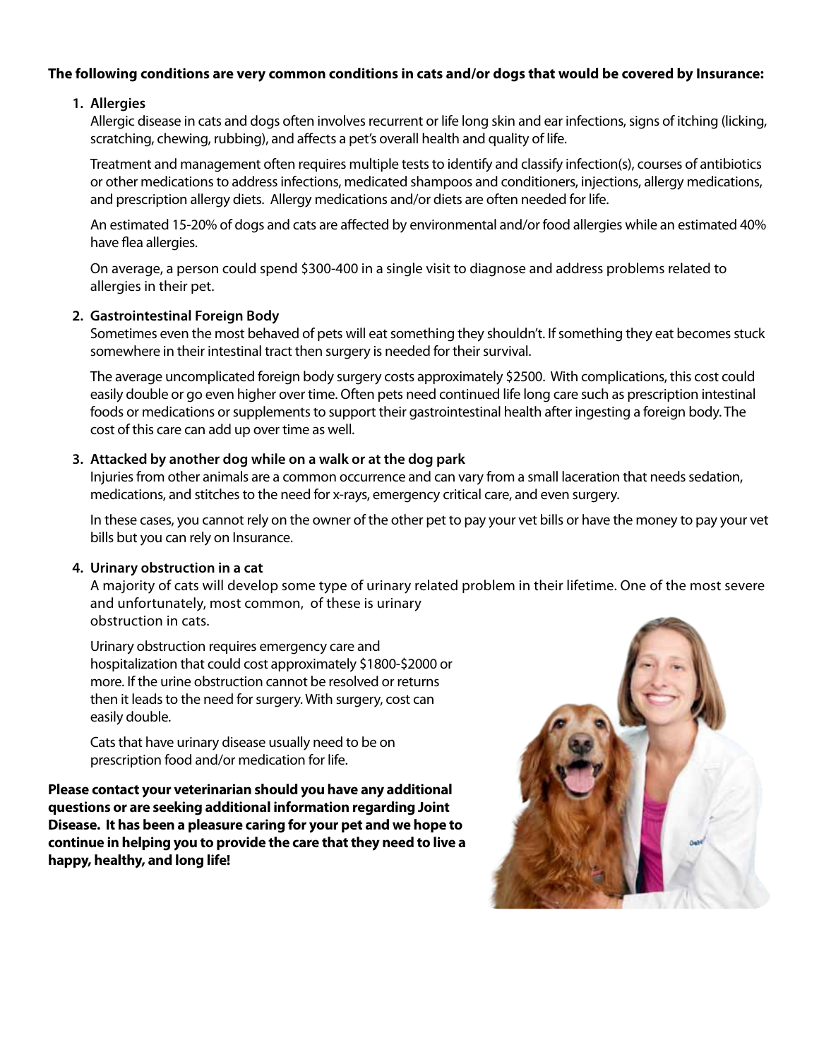**The following conditions are very common conditions in cats and/or dogs that would be covered by Insurance:**

1. **Allergies**

   Allergic disease in cats and dogs often involves recurrent or life long skin and ear infections, signs of itching (licking, scratching, chewing, rubbing), and affects a pet's overall health and quality of life.

   Treatment and management often requires multiple tests to identify and classify infection(s), courses of antibiotics or other medications to address infections, medicated shampoos and conditioners, injections, allergy medications, and prescription allergy diets. Allergy medications and/or diets are often needed for life.

   An estimated 15-20% of dogs and cats are affected by environmental and/or food allergies while an estimated 40% have flea allergies.

   On average, a person could spend $300-400 in a single visit to diagnose and address problems related to allergies in their pet.

2. **Gastrointestinal Foreign Body**

   Sometimes even the most behaved of pets will eat something they shouldn't. If something they eat becomes stuck somewhere in their intestinal tract then surgery is needed for their survival.

   The average uncomplicated foreign body surgery costs approximately $2500. With complications, this cost could easily double or go even higher over time. Often pets need continued life long care such as prescription intestinal foods or medications or supplements to support their gastrointestinal health after ingesting a foreign body. The cost of this care can add up over time as well.

3. **Attacked by another dog while on a walk or at the dog park**

   Injuries from other animals are a common occurrence and can vary from a small laceration that needs sedation, medications, and stitches to the need for x-rays, emergency critical care, and even surgery.

   In these cases, you cannot rely on the owner of the other pet to pay your vet bills or have the money to pay your vet bills but you can rely on Insurance.

4. **Urinary obstruction in a cat**

   A majority of cats will develop some type of urinary related problem in their lifetime. One of the most severe and unfortunately, most common, of these is urinary obstruction in cats.

   Urinary obstruction requires emergency care and hospitalization that could cost approximately $1800-$2000 or more. If the urine obstruction cannot be resolved or returns then it leads to the need for surgery. With surgery, cost can easily double.

   Cats that have urinary disease usually need to be on prescription food and/or medication for life.

**Please contact your veterinarian should you have any additional questions or are seeking additional information regarding Joint Disease. It has been a pleasure caring for your pet and we hope to continue in helping you to provide the care that they need to live a happy, healthy, and long life!**